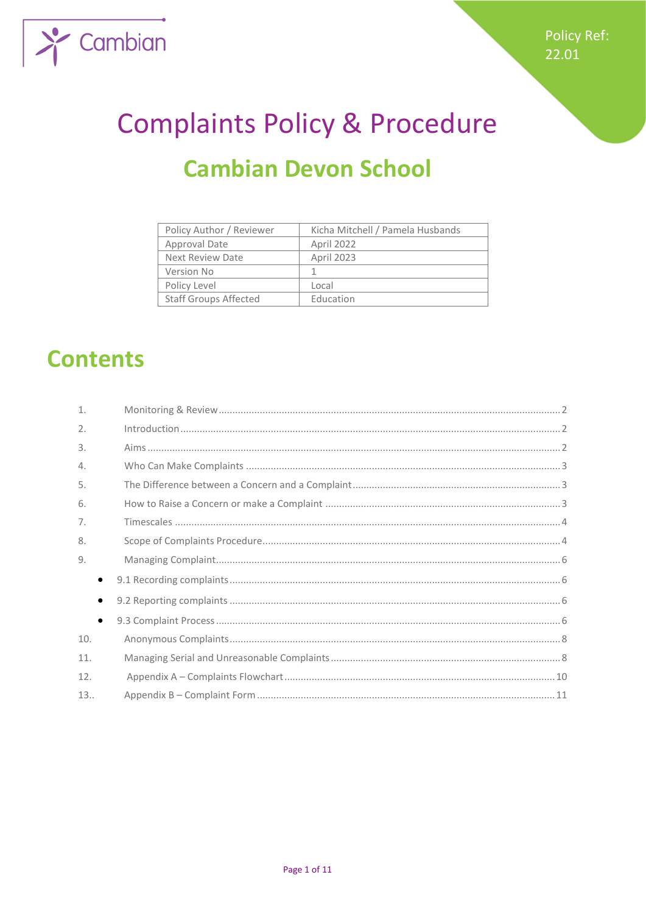Cambian

Policy Ref: 22.01

# Complaints Policy & Procedure

## Cambian Devon School

| Policy Author / Reviewer | Kicha Mitchell / Pamela Husbands |
|---|---|
| Approval Date | April 2022 |
| Next Review Date | April 2023 |
| Version No | 1 |
| Policy Level | Local |
| Staff Groups Affected | Education |

## Contents

1. Monitoring & Review .......... 2
2. Introduction .......... 2
3. Aims .......... 2
4. Who Can Make Complaints .......... 3
5. The Difference between a Concern and a Complaint .......... 3
6. How to Raise a Concern or make a Complaint .......... 3
7. Timescales .......... 4
8. Scope of Complaints Procedure .......... 4
9. Managing Complaint .......... 6
   - 9.1 Recording complaints .......... 6
   - 9.2 Reporting complaints .......... 6
   - 9.3 Complaint Process .......... 6
10. Anonymous Complaints .......... 8
11. Managing Serial and Unreasonable Complaints .......... 8
12. Appendix A – Complaints Flowchart .......... 10
13. Appendix B – Complaint Form .......... 11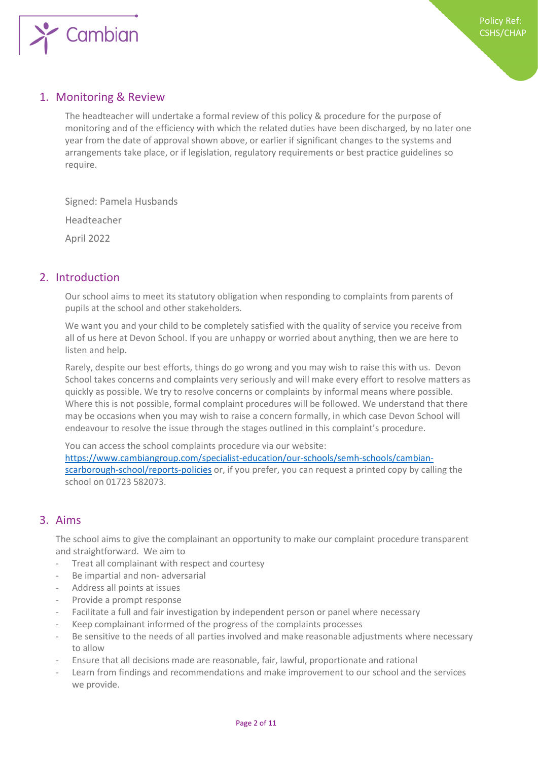## 1. Monitoring & Review

The headteacher will undertake a formal review of this policy & procedure for the purpose of monitoring and of the efficiency with which the related duties have been discharged, by no later one year from the date of approval shown above, or earlier if significant changes to the systems and arrangements take place, or if legislation, regulatory requirements or best practice guidelines so require.

Signed: Pamela Husbands

Headteacher

April 2022

## 2. Introduction

Our school aims to meet its statutory obligation when responding to complaints from parents of pupils at the school and other stakeholders.

We want you and your child to be completely satisfied with the quality of service you receive from all of us here at Devon School. If you are unhappy or worried about anything, then we are here to listen and help.

Rarely, despite our best efforts, things do go wrong and you may wish to raise this with us. Devon School takes concerns and complaints very seriously and will make every effort to resolve matters as quickly as possible. We try to resolve concerns or complaints by informal means where possible. Where this is not possible, formal complaint procedures will be followed. We understand that there may be occasions when you may wish to raise a concern formally, in which case Devon School will endeavour to resolve the issue through the stages outlined in this complaint's procedure.

You can access the school complaints procedure via our website: [https://www.cambiangroup.com/specialist-education/our-schools/semh-schools/cambian-scarborough-school/reports-policies](https://www.cambiangroup.com/specialist-education/our-schools/semh-schools/cambian-scarborough-school/reports-policies) or, if you prefer, you can request a printed copy by calling the school on 01723 582073.

## 3. Aims

The school aims to give the complainant an opportunity to make our complaint procedure transparent and straightforward. We aim to

- Treat all complainant with respect and courtesy
- Be impartial and non- adversarial
- Address all points at issues
- Provide a prompt response
- Facilitate a full and fair investigation by independent person or panel where necessary
- Keep complainant informed of the progress of the complaints processes
- Be sensitive to the needs of all parties involved and make reasonable adjustments where necessary to allow
- Ensure that all decisions made are reasonable, fair, lawful, proportionate and rational
- Learn from findings and recommendations and make improvement to our school and the services we provide.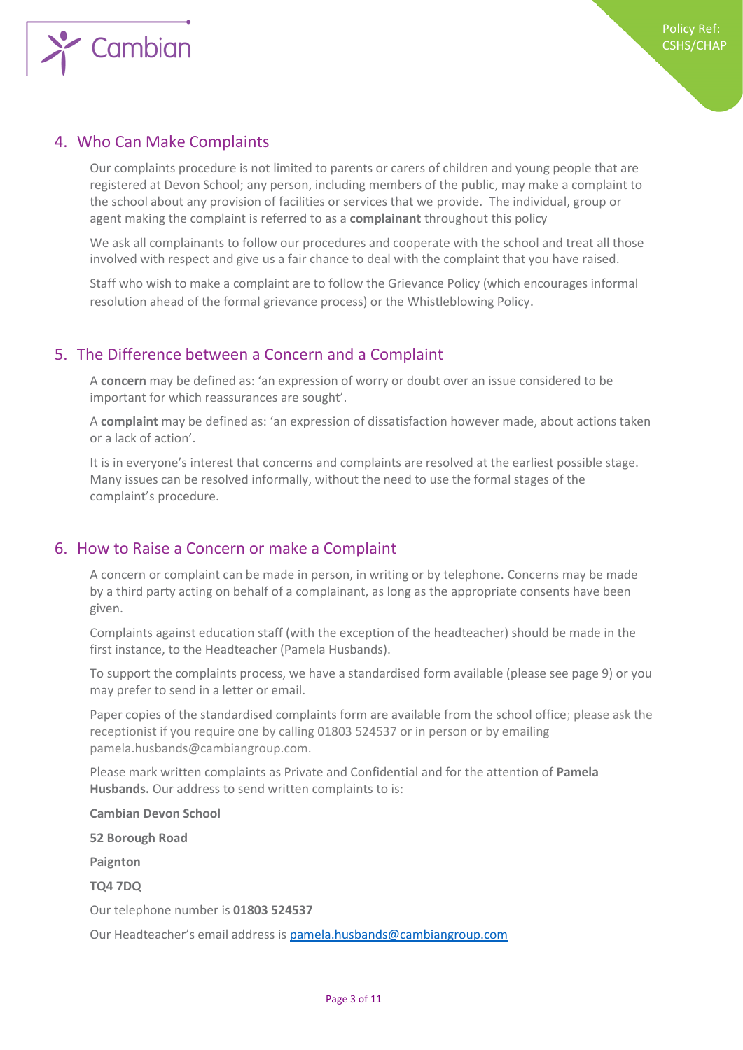## 4. Who Can Make Complaints

Our complaints procedure is not limited to parents or carers of children and young people that are registered at Devon School; any person, including members of the public, may make a complaint to the school about any provision of facilities or services that we provide. The individual, group or agent making the complaint is referred to as a **complainant** throughout this policy

We ask all complainants to follow our procedures and cooperate with the school and treat all those involved with respect and give us a fair chance to deal with the complaint that you have raised.

Staff who wish to make a complaint are to follow the Grievance Policy (which encourages informal resolution ahead of the formal grievance process) or the Whistleblowing Policy.

## 5. The Difference between a Concern and a Complaint

A **concern** may be defined as: 'an expression of worry or doubt over an issue considered to be important for which reassurances are sought'.

A **complaint** may be defined as: 'an expression of dissatisfaction however made, about actions taken or a lack of action'.

It is in everyone's interest that concerns and complaints are resolved at the earliest possible stage. Many issues can be resolved informally, without the need to use the formal stages of the complaint's procedure.

## 6. How to Raise a Concern or make a Complaint

A concern or complaint can be made in person, in writing or by telephone. Concerns may be made by a third party acting on behalf of a complainant, as long as the appropriate consents have been given.

Complaints against education staff (with the exception of the headteacher) should be made in the first instance, to the Headteacher (Pamela Husbands).

To support the complaints process, we have a standardised form available (please see page 9) or you may prefer to send in a letter or email.

Paper copies of the standardised complaints form are available from the school office; please ask the receptionist if you require one by calling 01803 524537 or in person or by emailing pamela.husbands@cambiangroup.com.

Please mark written complaints as Private and Confidential and for the attention of **Pamela Husbands.** Our address to send written complaints to is:

**Cambian Devon School**

**52 Borough Road**

**Paignton**

**TQ4 7DQ**

Our telephone number is **01803 524537**

Our Headteacher's email address is pamela.husbands@cambiangroup.com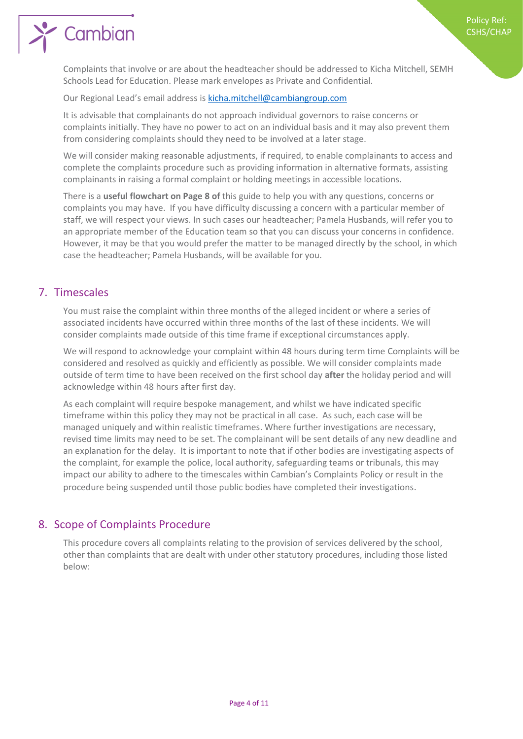Complaints that involve or are about the headteacher should be addressed to Kicha Mitchell, SEMH Schools Lead for Education. Please mark envelopes as Private and Confidential.

Our Regional Lead's email address is kicha.mitchell@cambiangroup.com

It is advisable that complainants do not approach individual governors to raise concerns or complaints initially. They have no power to act on an individual basis and it may also prevent them from considering complaints should they need to be involved at a later stage.

We will consider making reasonable adjustments, if required, to enable complainants to access and complete the complaints procedure such as providing information in alternative formats, assisting complainants in raising a formal complaint or holding meetings in accessible locations.

There is a **useful flowchart on Page 8 of** this guide to help you with any questions, concerns or complaints you may have. If you have difficulty discussing a concern with a particular member of staff, we will respect your views. In such cases our headteacher; Pamela Husbands, will refer you to an appropriate member of the Education team so that you can discuss your concerns in confidence. However, it may be that you would prefer the matter to be managed directly by the school, in which case the headteacher; Pamela Husbands, will be available for you.

## 7. Timescales

You must raise the complaint within three months of the alleged incident or where a series of associated incidents have occurred within three months of the last of these incidents. We will consider complaints made outside of this time frame if exceptional circumstances apply.

We will respond to acknowledge your complaint within 48 hours during term time Complaints will be considered and resolved as quickly and efficiently as possible. We will consider complaints made outside of term time to have been received on the first school day **after** the holiday period and will acknowledge within 48 hours after first day.

As each complaint will require bespoke management, and whilst we have indicated specific timeframe within this policy they may not be practical in all case. As such, each case will be managed uniquely and within realistic timeframes. Where further investigations are necessary, revised time limits may need to be set. The complainant will be sent details of any new deadline and an explanation for the delay. It is important to note that if other bodies are investigating aspects of the complaint, for example the police, local authority, safeguarding teams or tribunals, this may impact our ability to adhere to the timescales within Cambian's Complaints Policy or result in the procedure being suspended until those public bodies have completed their investigations.

## 8. Scope of Complaints Procedure

This procedure covers all complaints relating to the provision of services delivered by the school, other than complaints that are dealt with under other statutory procedures, including those listed below: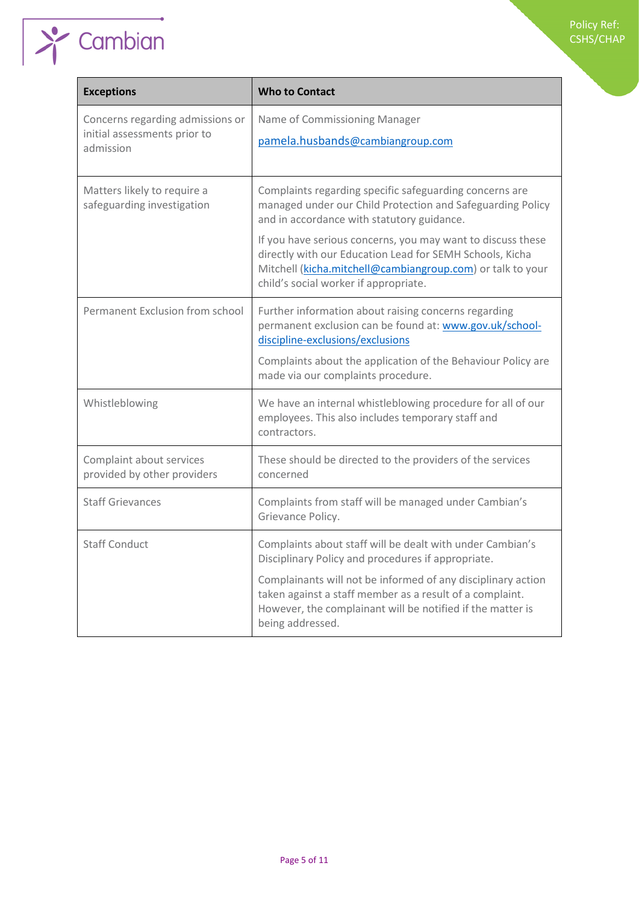| Exceptions | Who to Contact |
|---|---|
| Concerns regarding admissions or initial assessments prior to admission | Name of Commissioning Manager<br><br>pamela.husbands@cambiangroup.com |
| Matters likely to require a safeguarding investigation | Complaints regarding specific safeguarding concerns are managed under our Child Protection and Safeguarding Policy and in accordance with statutory guidance.<br><br>If you have serious concerns, you may want to discuss these directly with our Education Lead for SEMH Schools, Kicha Mitchell (kicha.mitchell@cambiangroup.com) or talk to your child's social worker if appropriate. |
| Permanent Exclusion from school | Further information about raising concerns regarding permanent exclusion can be found at: www.gov.uk/school-discipline-exclusions/exclusions<br><br>Complaints about the application of the Behaviour Policy are made via our complaints procedure. |
| Whistleblowing | We have an internal whistleblowing procedure for all of our employees. This also includes temporary staff and contractors. |
| Complaint about services provided by other providers | These should be directed to the providers of the services concerned |
| Staff Grievances | Complaints from staff will be managed under Cambian's Grievance Policy. |
| Staff Conduct | Complaints about staff will be dealt with under Cambian's Disciplinary Policy and procedures if appropriate.<br><br>Complainants will not be informed of any disciplinary action taken against a staff member as a result of a complaint. However, the complainant will be notified if the matter is being addressed. |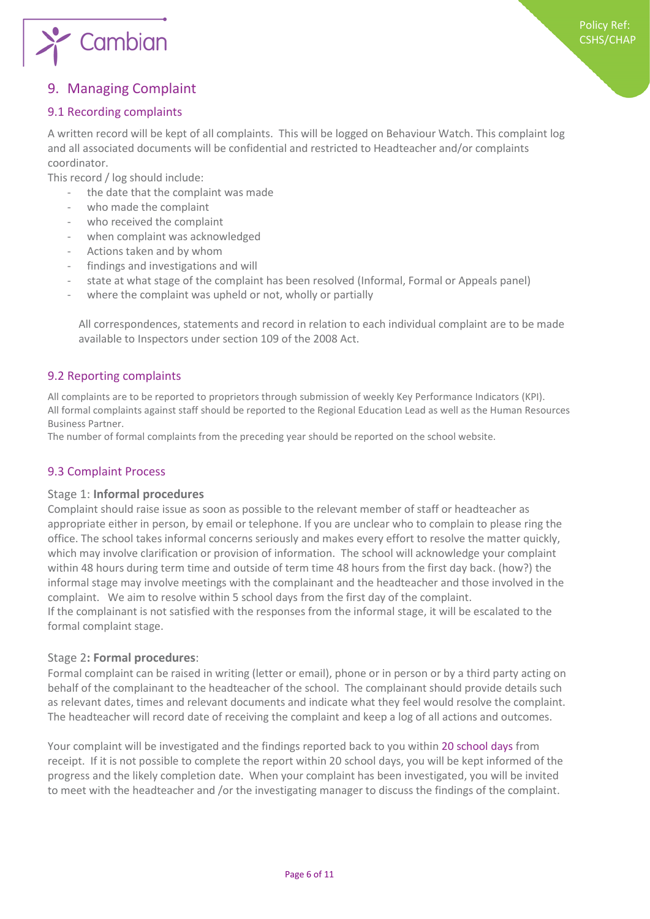## 9. Managing Complaint

### 9.1 Recording complaints

A written record will be kept of all complaints. This will be logged on Behaviour Watch. This complaint log and all associated documents will be confidential and restricted to Headteacher and/or complaints coordinator.

This record / log should include:

- the date that the complaint was made
- who made the complaint
- who received the complaint
- when complaint was acknowledged
- Actions taken and by whom
- findings and investigations and will
- state at what stage of the complaint has been resolved (Informal, Formal or Appeals panel)
- where the complaint was upheld or not, wholly or partially

All correspondences, statements and record in relation to each individual complaint are to be made available to Inspectors under section 109 of the 2008 Act.

### 9.2 Reporting complaints

All complaints are to be reported to proprietors through submission of weekly Key Performance Indicators (KPI).
All formal complaints against staff should be reported to the Regional Education Lead as well as the Human Resources Business Partner.
The number of formal complaints from the preceding year should be reported on the school website.

### 9.3 Complaint Process

Stage 1: **Informal procedures**

Complaint should raise issue as soon as possible to the relevant member of staff or headteacher as appropriate either in person, by email or telephone. If you are unclear who to complain to please ring the office. The school takes informal concerns seriously and makes every effort to resolve the matter quickly, which may involve clarification or provision of information. The school will acknowledge your complaint within 48 hours during term time and outside of term time 48 hours from the first day back. (how?) the informal stage may involve meetings with the complainant and the headteacher and those involved in the complaint. We aim to resolve within 5 school days from the first day of the complaint.
If the complainant is not satisfied with the responses from the informal stage, it will be escalated to the formal complaint stage.

Stage 2**: Formal procedures**:

Formal complaint can be raised in writing (letter or email), phone or in person or by a third party acting on behalf of the complainant to the headteacher of the school. The complainant should provide details such as relevant dates, times and relevant documents and indicate what they feel would resolve the complaint. The headteacher will record date of receiving the complaint and keep a log of all actions and outcomes.

Your complaint will be investigated and the findings reported back to you within 20 school days from receipt. If it is not possible to complete the report within 20 school days, you will be kept informed of the progress and the likely completion date. When your complaint has been investigated, you will be invited to meet with the headteacher and /or the investigating manager to discuss the findings of the complaint.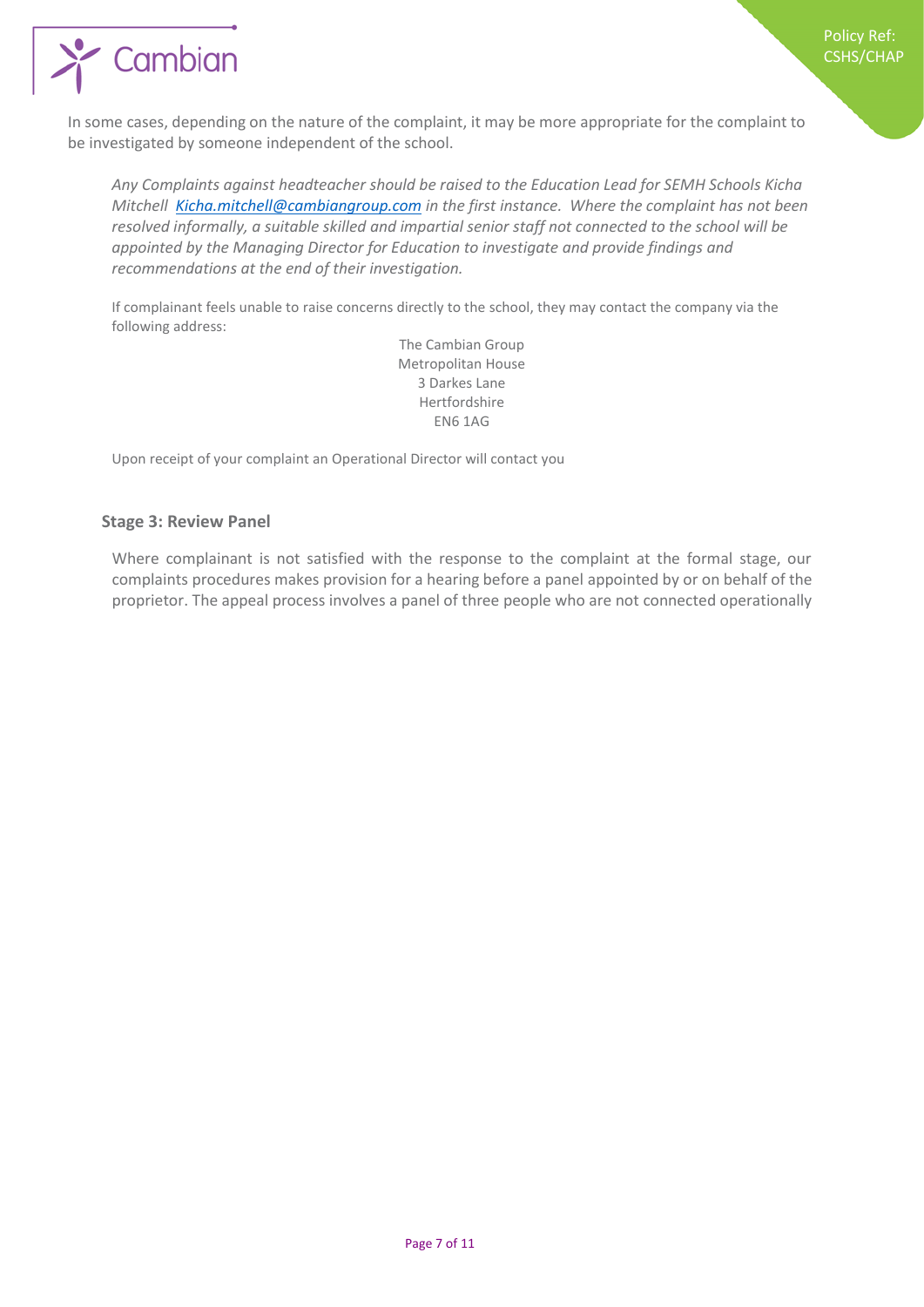In some cases, depending on the nature of the complaint, it may be more appropriate for the complaint to be investigated by someone independent of the school.

*Any Complaints against headteacher should be raised to the Education Lead for SEMH Schools Kicha Mitchell [Kicha.mitchell@cambiangroup.com](mailto:Kicha.mitchell@cambiangroup.com) in the first instance. Where the complaint has not been resolved informally, a suitable skilled and impartial senior staff not connected to the school will be appointed by the Managing Director for Education to investigate and provide findings and recommendations at the end of their investigation.*

If complainant feels unable to raise concerns directly to the school, they may contact the company via the following address:

The Cambian Group
Metropolitan House
3 Darkes Lane
Hertfordshire
EN6 1AG

Upon receipt of your complaint an Operational Director will contact you

### Stage 3: Review Panel

Where complainant is not satisfied with the response to the complaint at the formal stage, our complaints procedures makes provision for a hearing before a panel appointed by or on behalf of the proprietor. The appeal process involves a panel of three people who are not connected operationally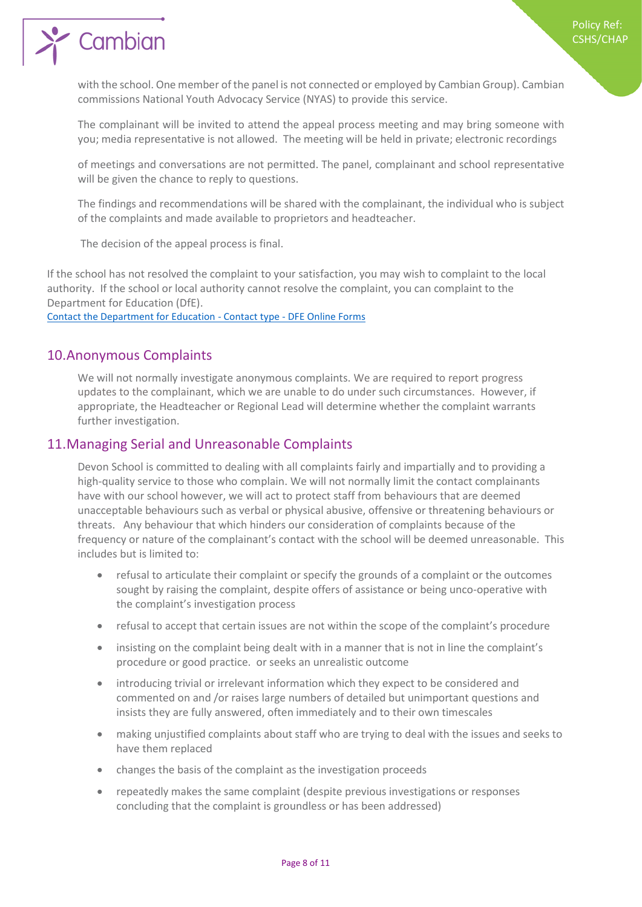with the school. One member of the panel is not connected or employed by Cambian Group). Cambian commissions National Youth Advocacy Service (NYAS) to provide this service.

The complainant will be invited to attend the appeal process meeting and may bring someone with you; media representative is not allowed. The meeting will be held in private; electronic recordings

of meetings and conversations are not permitted. The panel, complainant and school representative will be given the chance to reply to questions.

The findings and recommendations will be shared with the complainant, the individual who is subject of the complaints and made available to proprietors and headteacher.

The decision of the appeal process is final.

If the school has not resolved the complaint to your satisfaction, you may wish to complaint to the local authority. If the school or local authority cannot resolve the complaint, you can complaint to the Department for Education (DfE).
[Contact the Department for Education - Contact type - DFE Online Forms]

## 10. Anonymous Complaints

We will not normally investigate anonymous complaints. We are required to report progress updates to the complainant, which we are unable to do under such circumstances. However, if appropriate, the Headteacher or Regional Lead will determine whether the complaint warrants further investigation.

## 11. Managing Serial and Unreasonable Complaints

Devon School is committed to dealing with all complaints fairly and impartially and to providing a high-quality service to those who complain. We will not normally limit the contact complainants have with our school however, we will act to protect staff from behaviours that are deemed unacceptable behaviours such as verbal or physical abusive, offensive or threatening behaviours or threats. Any behaviour that which hinders our consideration of complaints because of the frequency or nature of the complainant's contact with the school will be deemed unreasonable. This includes but is limited to:

- refusal to articulate their complaint or specify the grounds of a complaint or the outcomes sought by raising the complaint, despite offers of assistance or being unco-operative with the complaint's investigation process
- refusal to accept that certain issues are not within the scope of the complaint's procedure
- insisting on the complaint being dealt with in a manner that is not in line the complaint's procedure or good practice. or seeks an unrealistic outcome
- introducing trivial or irrelevant information which they expect to be considered and commented on and /or raises large numbers of detailed but unimportant questions and insists they are fully answered, often immediately and to their own timescales
- making unjustified complaints about staff who are trying to deal with the issues and seeks to have them replaced
- changes the basis of the complaint as the investigation proceeds
- repeatedly makes the same complaint (despite previous investigations or responses concluding that the complaint is groundless or has been addressed)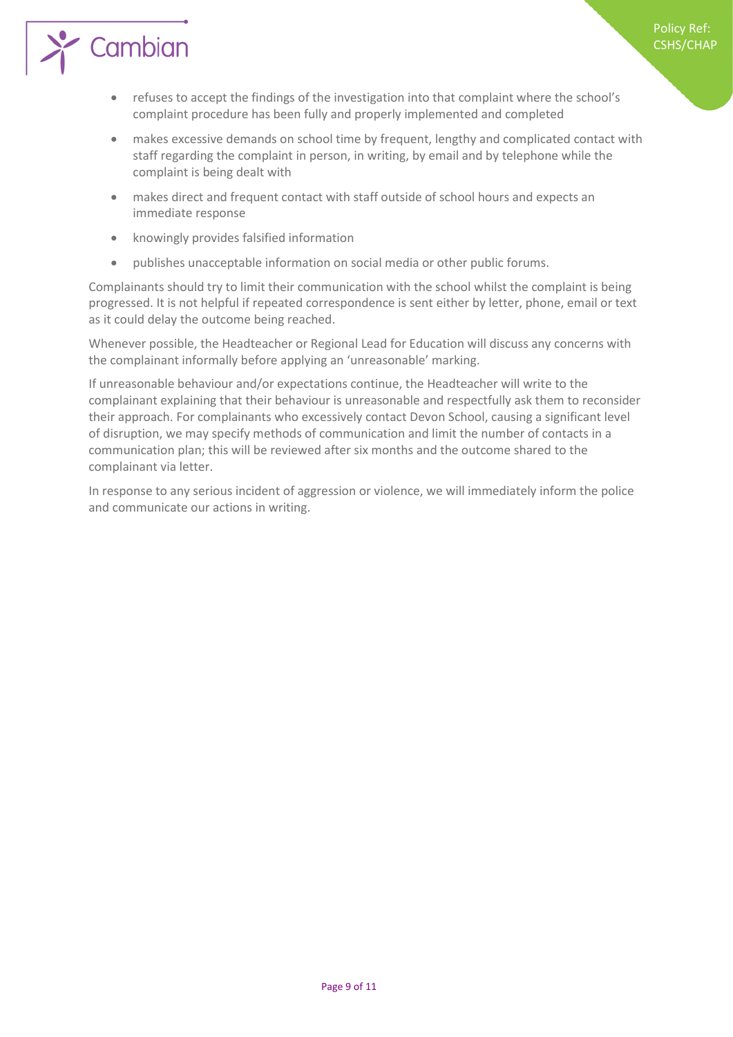- refuses to accept the findings of the investigation into that complaint where the school's complaint procedure has been fully and properly implemented and completed
- makes excessive demands on school time by frequent, lengthy and complicated contact with staff regarding the complaint in person, in writing, by email and by telephone while the complaint is being dealt with
- makes direct and frequent contact with staff outside of school hours and expects an immediate response
- knowingly provides falsified information
- publishes unacceptable information on social media or other public forums.

Complainants should try to limit their communication with the school whilst the complaint is being progressed. It is not helpful if repeated correspondence is sent either by letter, phone, email or text as it could delay the outcome being reached.

Whenever possible, the Headteacher or Regional Lead for Education will discuss any concerns with the complainant informally before applying an 'unreasonable' marking.

If unreasonable behaviour and/or expectations continue, the Headteacher will write to the complainant explaining that their behaviour is unreasonable and respectfully ask them to reconsider their approach. For complainants who excessively contact Devon School, causing a significant level of disruption, we may specify methods of communication and limit the number of contacts in a communication plan; this will be reviewed after six months and the outcome shared to the complainant via letter.

In response to any serious incident of aggression or violence, we will immediately inform the police and communicate our actions in writing.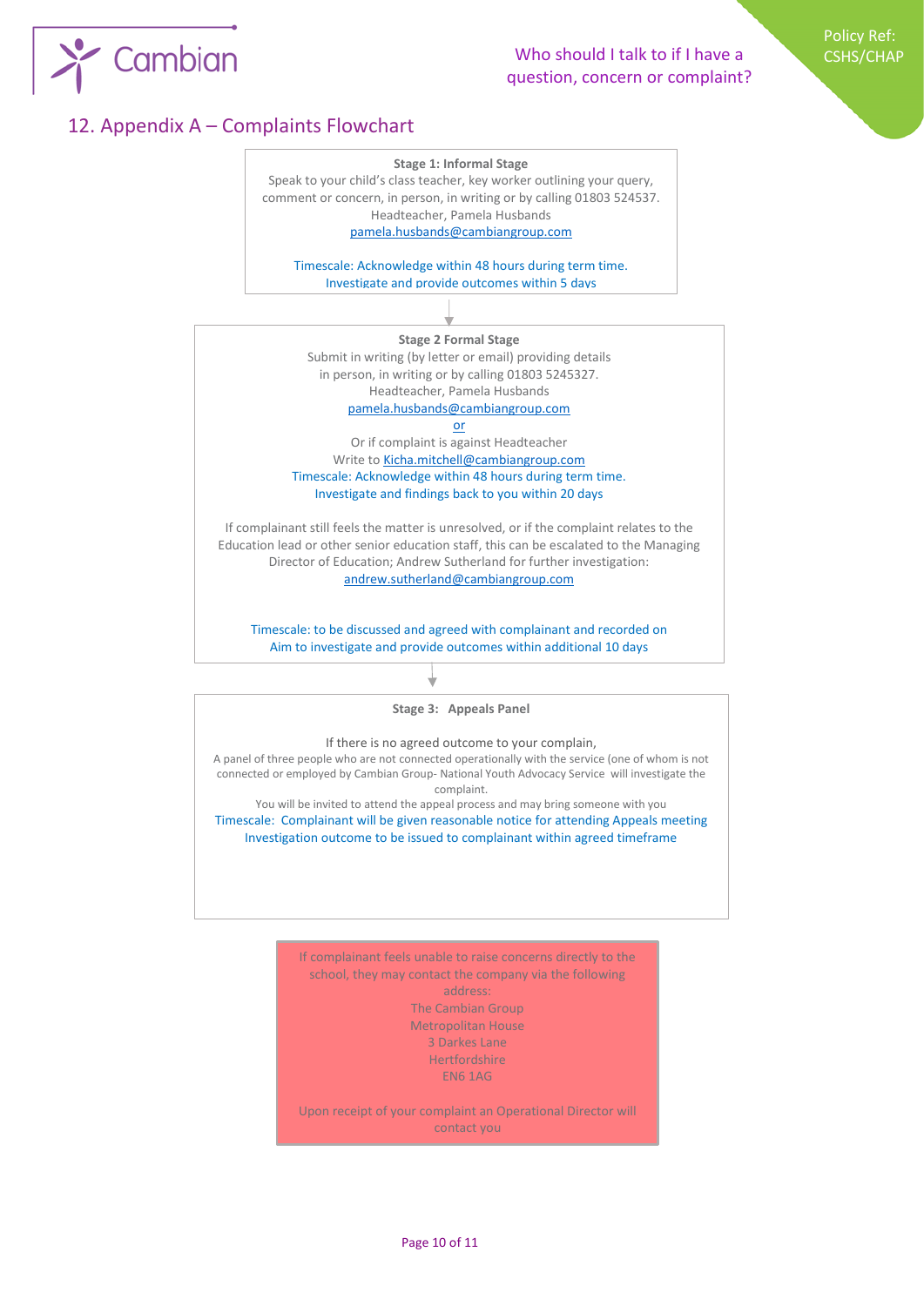## 12. Appendix A – Complaints Flowchart

**Stage 1: Informal Stage**

Speak to your child's class teacher, key worker outlining your query, comment or concern, in person, in writing or by calling 01803 524537.
Headteacher, Pamela Husbands
pamela.husbands@cambiangroup.com

Timescale: Acknowledge within 48 hours during term time.
Investigate and provide outcomes within 5 days

↓

**Stage 2 Formal Stage**

Submit in writing (by letter or email) providing details
in person, in writing or by calling 01803 5245327.
Headteacher, Pamela Husbands
pamela.husbands@cambiangroup.com
or
Or if complaint is against Headteacher
Write to Kicha.mitchell@cambiangroup.com
Timescale: Acknowledge within 48 hours during term time.
Investigate and findings back to you within 20 days

If complainant still feels the matter is unresolved, or if the complaint relates to the Education lead or other senior education staff, this can be escalated to the Managing Director of Education; Andrew Sutherland for further investigation:
andrew.sutherland@cambiangroup.com

Timescale: to be discussed and agreed with complainant and recorded on
Aim to investigate and provide outcomes within additional 10 days

↓

**Stage 3: Appeals Panel**

If there is no agreed outcome to your complain,
A panel of three people who are not connected operationally with the service (one of whom is not connected or employed by Cambian Group- National Youth Advocacy Service will investigate the complaint.
You will be invited to attend the appeal process and may bring someone with you
Timescale: Complainant will be given reasonable notice for attending Appeals meeting
Investigation outcome to be issued to complainant within agreed timeframe

---

If complainant feels unable to raise concerns directly to the school, they may contact the company via the following address:
The Cambian Group
Metropolitan House
3 Darkes Lane
Hertfordshire
EN6 1AG

Upon receipt of your complaint an Operational Director will contact you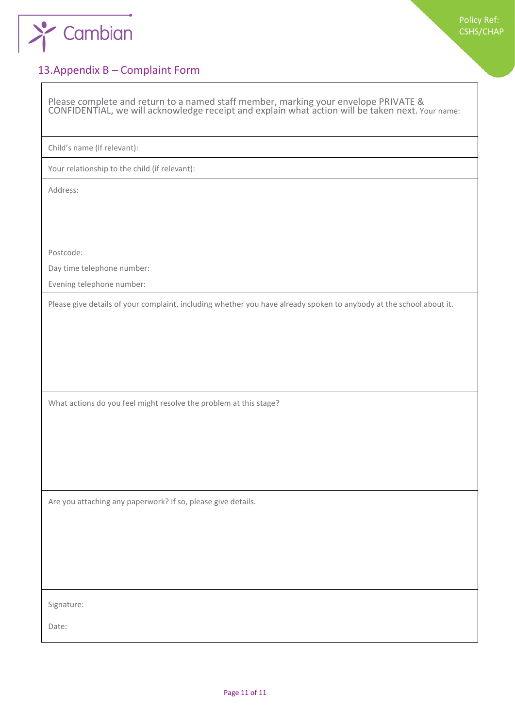## 13. Appendix B – Complaint Form

Please complete and return to a named staff member, marking your envelope PRIVATE & CONFIDENTIAL, we will acknowledge receipt and explain what action will be taken next. Your name:

Child's name (if relevant):

Your relationship to the child (if relevant):

Address:

Postcode:

Day time telephone number:

Evening telephone number:

Please give details of your complaint, including whether you have already spoken to anybody at the school about it.

What actions do you feel might resolve the problem at this stage?

Are you attaching any paperwork? If so, please give details.

Signature:

Date: